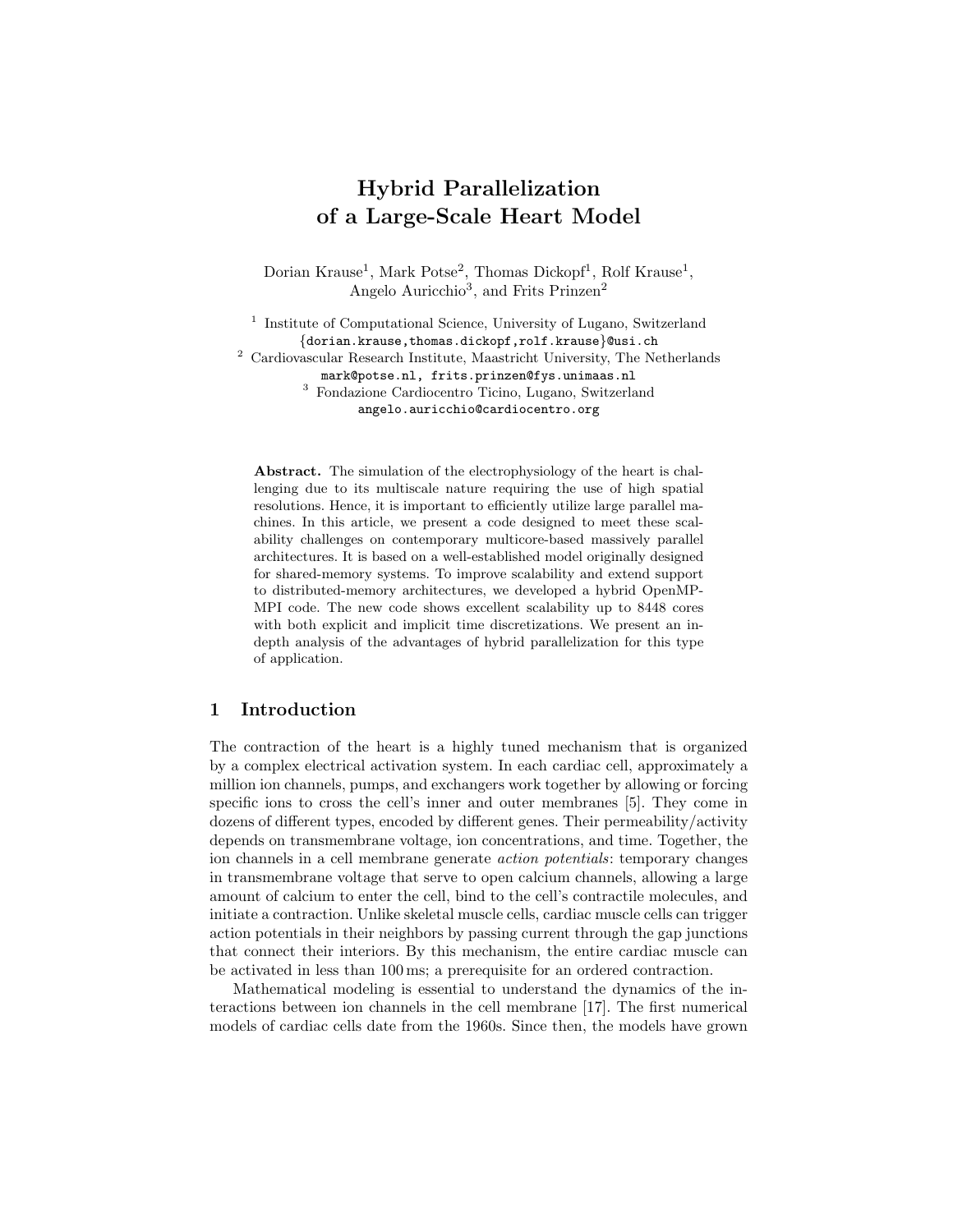# Hybrid Parallelization of a Large-Scale Heart Model

Dorian Krause[1], Mark Potse[2], Thomas Dickopf[1], Rolf Krause[1], Angelo Auricchio[3], and Frits Prinzen[2]

[1] Institute of Computational Science, University of Lugano, Switzerland
{dorian.krause,thomas.dickopf,rolf.krause}@usi.ch

[2] Cardiovascular Research Institute, Maastricht University, The Netherlands
mark@potse.nl, frits.prinzen@fys.unimaas.nl

[3] Fondazione Cardiocentro Ticino, Lugano, Switzerland
angelo.auricchio@cardiocentro.org

**Abstract.** The simulation of the electrophysiology of the heart is challenging due to its multiscale nature requiring the use of high spatial resolutions. Hence, it is important to efficiently utilize large parallel machines. In this article, we present a code designed to meet these scalability challenges on contemporary multicore-based massively parallel architectures. It is based on a well-established model originally designed for shared-memory systems. To improve scalability and extend support to distributed-memory architectures, we developed a hybrid OpenMP-MPI code. The new code shows excellent scalability up to 8448 cores with both explicit and implicit time discretizations. We present an in-depth analysis of the advantages of hybrid parallelization for this type of application.

## 1 Introduction

The contraction of the heart is a highly tuned mechanism that is organized by a complex electrical activation system. In each cardiac cell, approximately a million ion channels, pumps, and exchangers work together by allowing or forcing specific ions to cross the cell's inner and outer membranes [5]. They come in dozens of different types, encoded by different genes. Their permeability/activity depends on transmembrane voltage, ion concentrations, and time. Together, the ion channels in a cell membrane generate *action potentials*: temporary changes in transmembrane voltage that serve to open calcium channels, allowing a large amount of calcium to enter the cell, bind to the cell's contractile molecules, and initiate a contraction. Unlike skeletal muscle cells, cardiac muscle cells can trigger action potentials in their neighbors by passing current through the gap junctions that connect their interiors. By this mechanism, the entire cardiac muscle can be activated in less than 100 ms; a prerequisite for an ordered contraction.

Mathematical modeling is essential to understand the dynamics of the interactions between ion channels in the cell membrane [17]. The first numerical models of cardiac cells date from the 1960s. Since then, the models have grown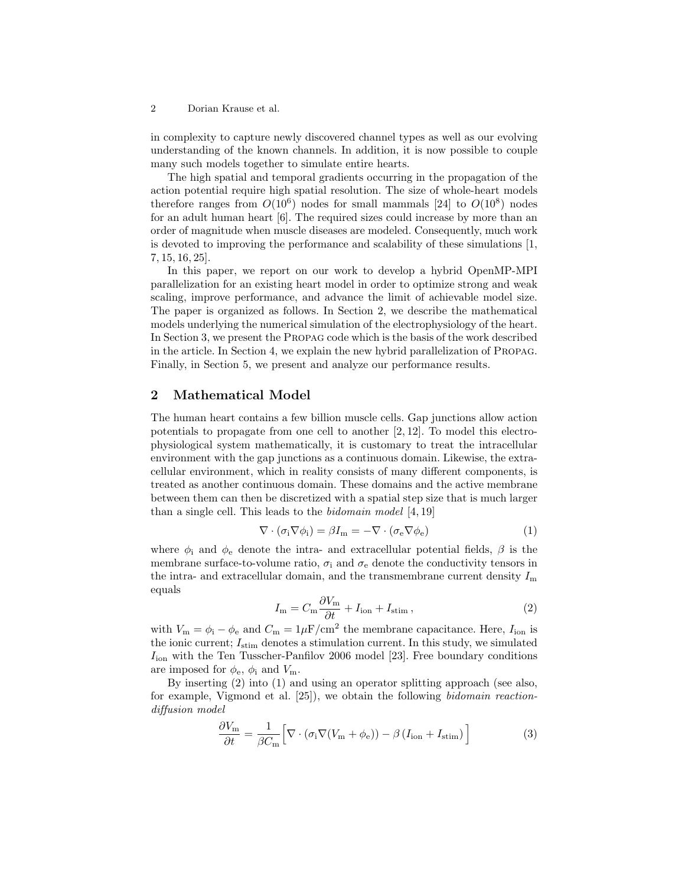in complexity to capture newly discovered channel types as well as our evolving understanding of the known channels. In addition, it is now possible to couple many such models together to simulate entire hearts.

The high spatial and temporal gradients occurring in the propagation of the action potential require high spatial resolution. The size of whole-heart models therefore ranges from $O(10^6)$ nodes for small mammals [24] to $O(10^8)$ nodes for an adult human heart [6]. The required sizes could increase by more than an order of magnitude when muscle diseases are modeled. Consequently, much work is devoted to improving the performance and scalability of these simulations [1, 7, 15, 16, 25].

In this paper, we report on our work to develop a hybrid OpenMP-MPI parallelization for an existing heart model in order to optimize strong and weak scaling, improve performance, and advance the limit of achievable model size. The paper is organized as follows. In Section 2, we describe the mathematical models underlying the numerical simulation of the electrophysiology of the heart. In Section 3, we present the Propag code which is the basis of the work described in the article. In Section 4, we explain the new hybrid parallelization of Propag. Finally, in Section 5, we present and analyze our performance results.

## 2 Mathematical Model

The human heart contains a few billion muscle cells. Gap junctions allow action potentials to propagate from one cell to another [2, 12]. To model this electrophysiological system mathematically, it is customary to treat the intracellular environment with the gap junctions as a continuous domain. Likewise, the extracellular environment, which in reality consists of many different components, is treated as another continuous domain. These domains and the active membrane between them can then be discretized with a spatial step size that is much larger than a single cell. This leads to the *bidomain model* [4, 19]

$$\nabla \cdot (\sigma_\mathrm{i} \nabla \phi_\mathrm{i}) = \beta I_\mathrm{m} = -\nabla \cdot (\sigma_\mathrm{e} \nabla \phi_\mathrm{e}) \tag{1}$$

where $\phi_\mathrm{i}$ and $\phi_\mathrm{e}$ denote the intra- and extracellular potential fields, $\beta$ is the membrane surface-to-volume ratio, $\sigma_\mathrm{i}$ and $\sigma_\mathrm{e}$ denote the conductivity tensors in the intra- and extracellular domain, and the transmembrane current density $I_\mathrm{m}$ equals

$$I_\mathrm{m} = C_\mathrm{m} \frac{\partial V_\mathrm{m}}{\partial t} + I_\mathrm{ion} + I_\mathrm{stim}\,, \tag{2}$$

with $V_\mathrm{m} = \phi_\mathrm{i} - \phi_\mathrm{e}$ and $C_\mathrm{m} = 1\mu\mathrm{F/cm}^2$ the membrane capacitance. Here, $I_\mathrm{ion}$ is the ionic current; $I_\mathrm{stim}$ denotes a stimulation current. In this study, we simulated $I_\mathrm{ion}$ with the Ten Tusscher-Panfilov 2006 model [23]. Free boundary conditions are imposed for $\phi_\mathrm{e}$, $\phi_\mathrm{i}$ and $V_\mathrm{m}$.

By inserting (2) into (1) and using an operator splitting approach (see also, for example, Vigmond et al. [25]), we obtain the following *bidomain reaction-diffusion model*

$$\frac{\partial V_\mathrm{m}}{\partial t} = \frac{1}{\beta C_\mathrm{m}} \Big[ \nabla \cdot (\sigma_\mathrm{i} \nabla (V_\mathrm{m} + \phi_\mathrm{e})) - \beta \left( I_\mathrm{ion} + I_\mathrm{stim} \right) \Big] \tag{3}$$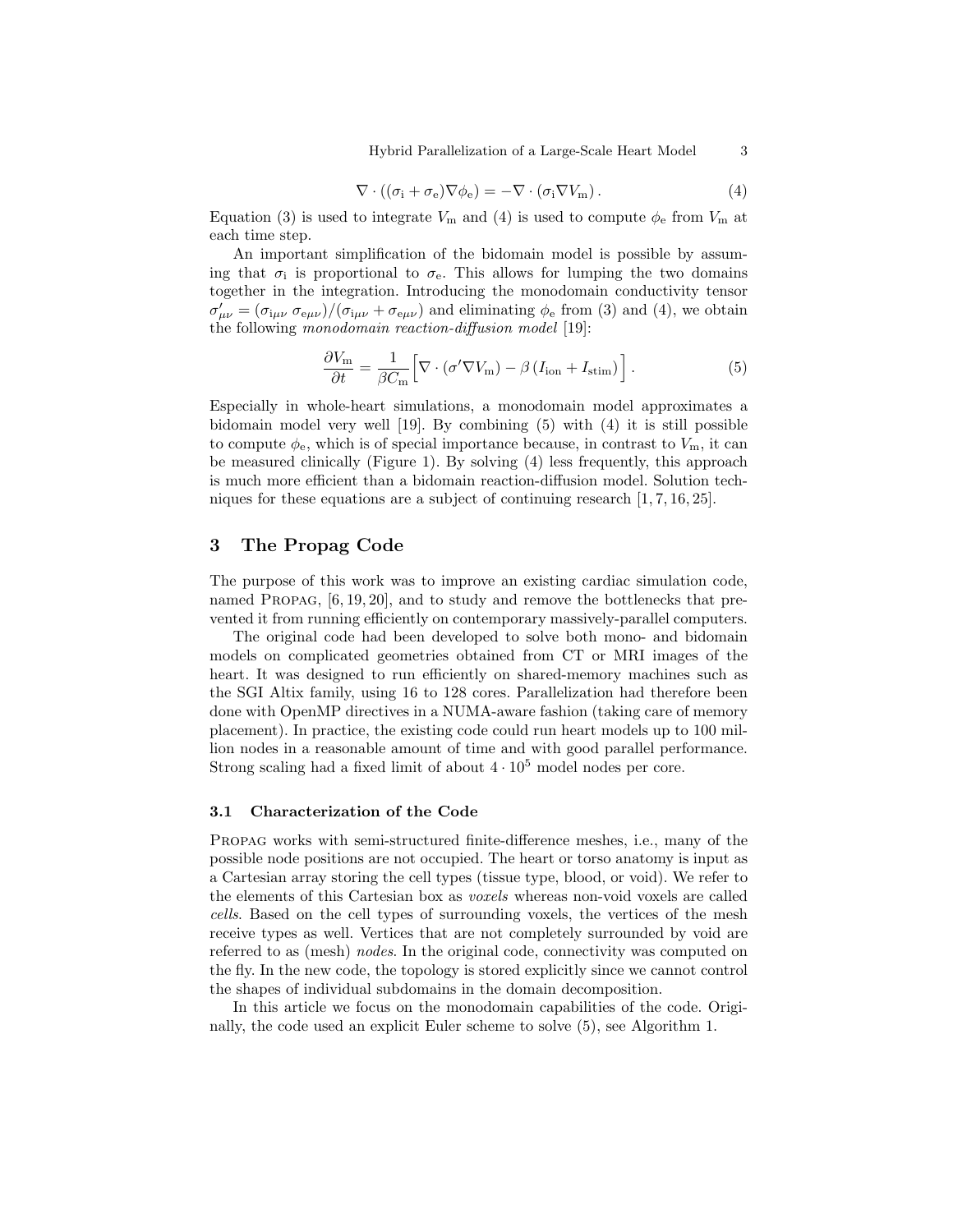$$\nabla \cdot ((\sigma_\mathrm{i} + \sigma_\mathrm{e})\nabla\phi_\mathrm{e}) = -\nabla \cdot (\sigma_\mathrm{i}\nabla V_\mathrm{m}) . \tag{4}$$

Equation (3) is used to integrate $V_\mathrm{m}$ and (4) is used to compute $\phi_\mathrm{e}$ from $V_\mathrm{m}$ at each time step.

An important simplification of the bidomain model is possible by assuming that $\sigma_\mathrm{i}$ is proportional to $\sigma_\mathrm{e}$. This allows for lumping the two domains together in the integration. Introducing the monodomain conductivity tensor $\sigma'_{\mu\nu} = (\sigma_{\mathrm{i}\mu\nu}\ \sigma_{\mathrm{e}\mu\nu})/(\sigma_{\mathrm{i}\mu\nu} + \sigma_{\mathrm{e}\mu\nu})$ and eliminating $\phi_\mathrm{e}$ from (3) and (4), we obtain the following *monodomain reaction-diffusion model* [19]:

$$\frac{\partial V_\mathrm{m}}{\partial t} = \frac{1}{\beta C_\mathrm{m}}\Big[\nabla \cdot (\sigma' \nabla V_\mathrm{m}) - \beta\,(I_\mathrm{ion} + I_\mathrm{stim})\Big] . \tag{5}$$

Especially in whole-heart simulations, a monodomain model approximates a bidomain model very well [19]. By combining (5) with (4) it is still possible to compute $\phi_\mathrm{e}$, which is of special importance because, in contrast to $V_\mathrm{m}$, it can be measured clinically (Figure 1). By solving (4) less frequently, this approach is much more efficient than a bidomain reaction-diffusion model. Solution techniques for these equations are a subject of continuing research [1, 7, 16, 25].

## 3 The Propag Code

The purpose of this work was to improve an existing cardiac simulation code, named Propag, [6, 19, 20], and to study and remove the bottlenecks that prevented it from running efficiently on contemporary massively-parallel computers.

The original code had been developed to solve both mono- and bidomain models on complicated geometries obtained from CT or MRI images of the heart. It was designed to run efficiently on shared-memory machines such as the SGI Altix family, using 16 to 128 cores. Parallelization had therefore been done with OpenMP directives in a NUMA-aware fashion (taking care of memory placement). In practice, the existing code could run heart models up to 100 million nodes in a reasonable amount of time and with good parallel performance. Strong scaling had a fixed limit of about $4 \cdot 10^5$ model nodes per core.

### 3.1 Characterization of the Code

Propag works with semi-structured finite-difference meshes, i.e., many of the possible node positions are not occupied. The heart or torso anatomy is input as a Cartesian array storing the cell types (tissue type, blood, or void). We refer to the elements of this Cartesian box as *voxels* whereas non-void voxels are called *cells*. Based on the cell types of surrounding voxels, the vertices of the mesh receive types as well. Vertices that are not completely surrounded by void are referred to as (mesh) *nodes*. In the original code, connectivity was computed on the fly. In the new code, the topology is stored explicitly since we cannot control the shapes of individual subdomains in the domain decomposition.

In this article we focus on the monodomain capabilities of the code. Originally, the code used an explicit Euler scheme to solve (5), see Algorithm 1.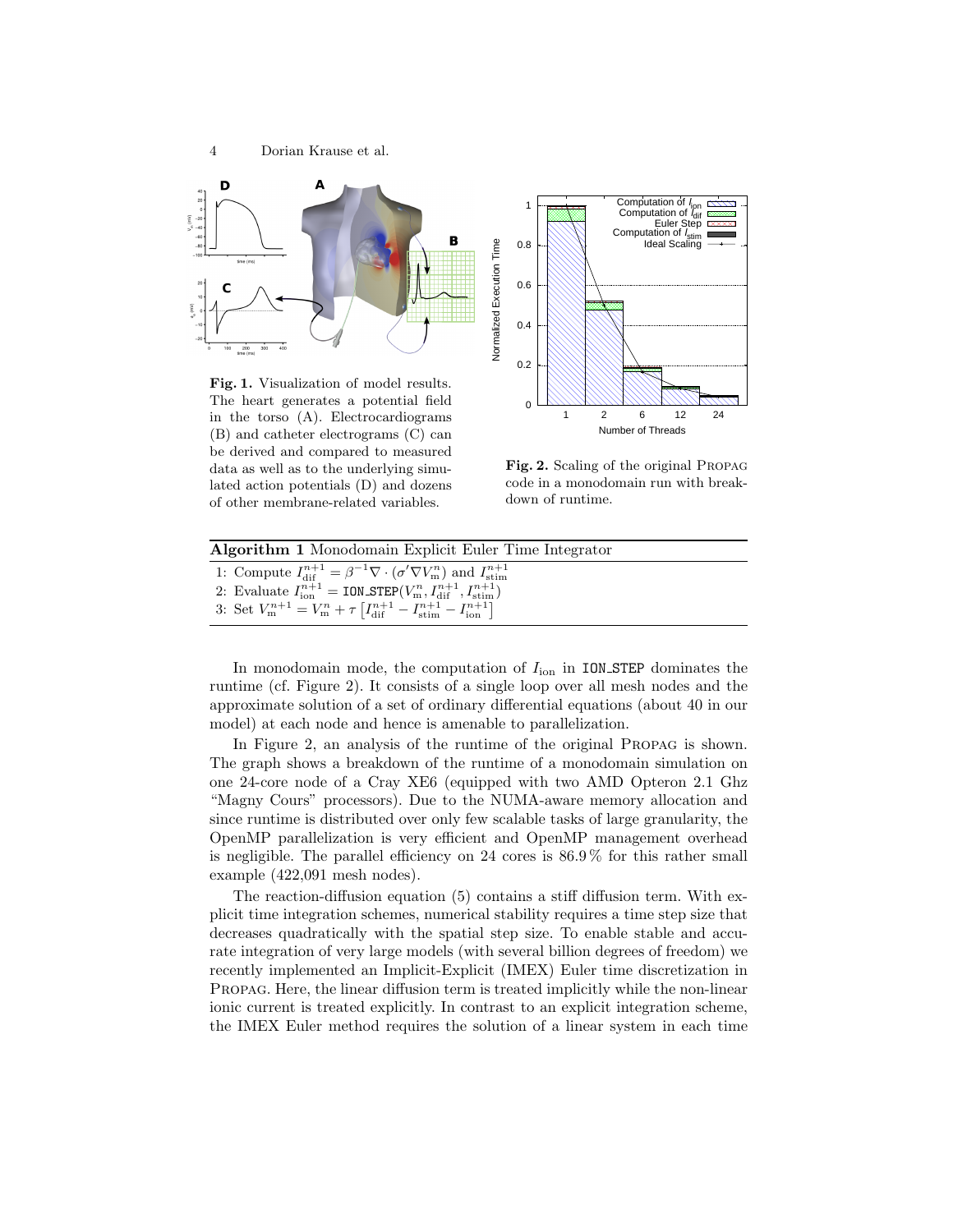**Fig. 1.** Visualization of model results. The heart generates a potential field in the torso (A). Electrocardiograms (B) and catheter electrograms (C) can be derived and compared to measured data as well as to the underlying simulated action potentials (D) and dozens of other membrane-related variables.

**Fig. 2.** Scaling of the original PROPAG code in a monodomain run with breakdown of runtime.

**Algorithm 1** Monodomain Explicit Euler Time Integrator

1: Compute $I_{\mathrm{dif}}^{n+1} = \beta^{-1}\nabla \cdot (\sigma' \nabla V_{\mathrm{m}}^{n})$ and $I_{\mathrm{stim}}^{n+1}$
2: Evaluate $I_{\mathrm{ion}}^{n+1} = \mathtt{ION\_STEP}(V_{\mathrm{m}}^{n}, I_{\mathrm{dif}}^{n+1}, I_{\mathrm{stim}}^{n+1})$
3: Set $V_{\mathrm{m}}^{n+1} = V_{\mathrm{m}}^{n} + \tau \left[ I_{\mathrm{dif}}^{n+1} - I_{\mathrm{stim}}^{n+1} - I_{\mathrm{ion}}^{n+1} \right]$

In monodomain mode, the computation of $I_{\mathrm{ion}}$ in ION_STEP dominates the runtime (cf. Figure 2). It consists of a single loop over all mesh nodes and the approximate solution of a set of ordinary differential equations (about 40 in our model) at each node and hence is amenable to parallelization.

In Figure 2, an analysis of the runtime of the original PROPAG is shown. The graph shows a breakdown of the runtime of a monodomain simulation on one 24-core node of a Cray XE6 (equipped with two AMD Opteron 2.1 Ghz "Magny Cours" processors). Due to the NUMA-aware memory allocation and since runtime is distributed over only few scalable tasks of large granularity, the OpenMP parallelization is very efficient and OpenMP management overhead is negligible. The parallel efficiency on 24 cores is 86.9 % for this rather small example (422,091 mesh nodes).

The reaction-diffusion equation (5) contains a stiff diffusion term. With explicit time integration schemes, numerical stability requires a time step size that decreases quadratically with the spatial step size. To enable stable and accurate integration of very large models (with several billion degrees of freedom) we recently implemented an Implicit-Explicit (IMEX) Euler time discretization in PROPAG. Here, the linear diffusion term is treated implicitly while the non-linear ionic current is treated explicitly. In contrast to an explicit integration scheme, the IMEX Euler method requires the solution of a linear system in each time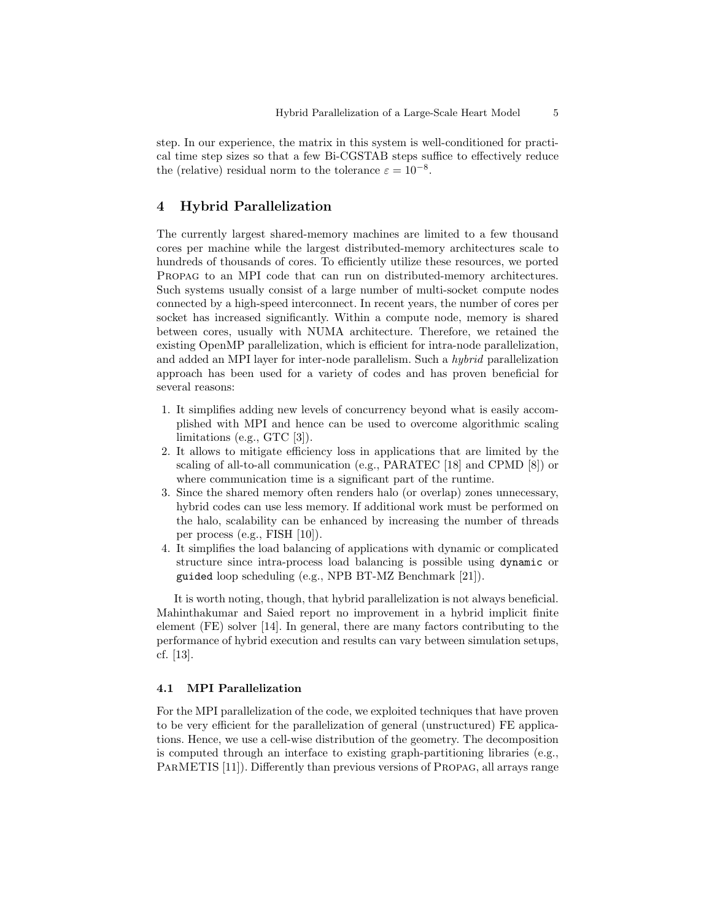step. In our experience, the matrix in this system is well-conditioned for practical time step sizes so that a few Bi-CGSTAB steps suffice to effectively reduce the (relative) residual norm to the tolerance $\varepsilon = 10^{-8}$.

## 4 Hybrid Parallelization

The currently largest shared-memory machines are limited to a few thousand cores per machine while the largest distributed-memory architectures scale to hundreds of thousands of cores. To efficiently utilize these resources, we ported Propag to an MPI code that can run on distributed-memory architectures. Such systems usually consist of a large number of multi-socket compute nodes connected by a high-speed interconnect. In recent years, the number of cores per socket has increased significantly. Within a compute node, memory is shared between cores, usually with NUMA architecture. Therefore, we retained the existing OpenMP parallelization, which is efficient for intra-node parallelization, and added an MPI layer for inter-node parallelism. Such a *hybrid* parallelization approach has been used for a variety of codes and has proven beneficial for several reasons:

1. It simplifies adding new levels of concurrency beyond what is easily accomplished with MPI and hence can be used to overcome algorithmic scaling limitations (e.g., GTC [3]).
2. It allows to mitigate efficiency loss in applications that are limited by the scaling of all-to-all communication (e.g., PARATEC [18] and CPMD [8]) or where communication time is a significant part of the runtime.
3. Since the shared memory often renders halo (or overlap) zones unnecessary, hybrid codes can use less memory. If additional work must be performed on the halo, scalability can be enhanced by increasing the number of threads per process (e.g., FISH [10]).
4. It simplifies the load balancing of applications with dynamic or complicated structure since intra-process load balancing is possible using `dynamic` or `guided` loop scheduling (e.g., NPB BT-MZ Benchmark [21]).

It is worth noting, though, that hybrid parallelization is not always beneficial. Mahinthakumar and Saied report no improvement in a hybrid implicit finite element (FE) solver [14]. In general, there are many factors contributing to the performance of hybrid execution and results can vary between simulation setups, cf. [13].

### 4.1 MPI Parallelization

For the MPI parallelization of the code, we exploited techniques that have proven to be very efficient for the parallelization of general (unstructured) FE applications. Hence, we use a cell-wise distribution of the geometry. The decomposition is computed through an interface to existing graph-partitioning libraries (e.g., ParMETIS [11]). Differently than previous versions of Propag, all arrays range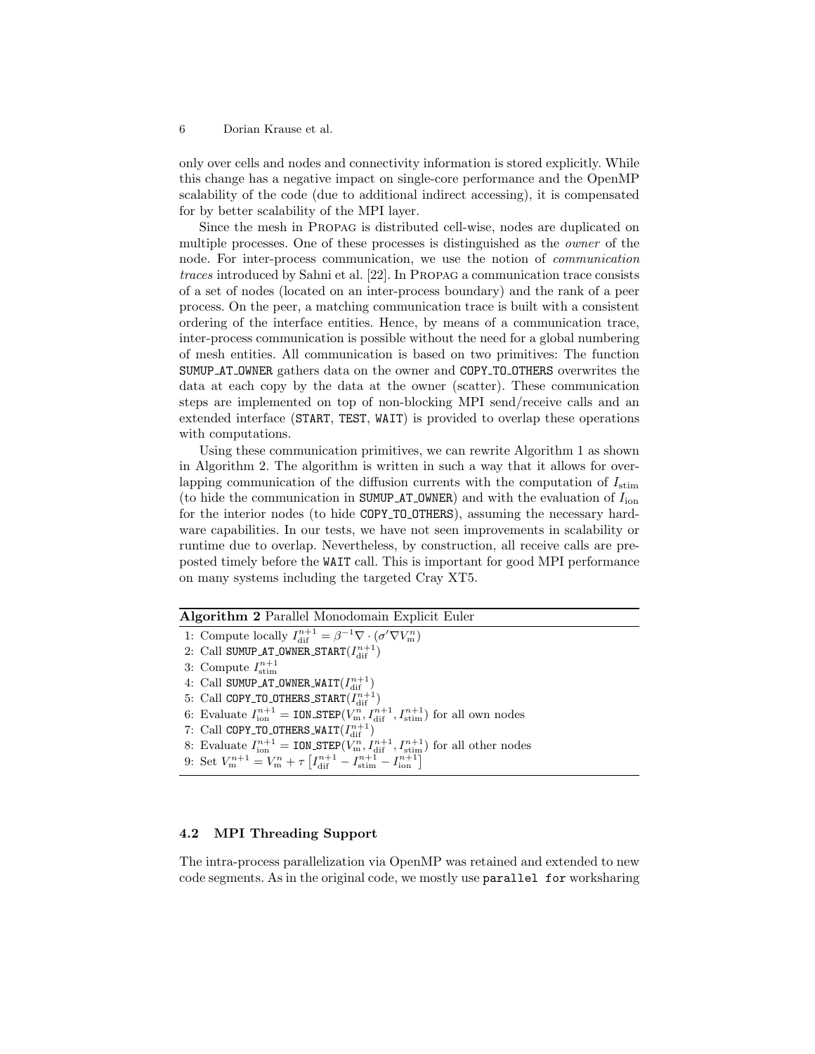only over cells and nodes and connectivity information is stored explicitly. While this change has a negative impact on single-core performance and the OpenMP scalability of the code (due to additional indirect accessing), it is compensated for by better scalability of the MPI layer.

Since the mesh in Propag is distributed cell-wise, nodes are duplicated on multiple processes. One of these processes is distinguished as the *owner* of the node. For inter-process communication, we use the notion of *communication traces* introduced by Sahni et al. [22]. In Propag a communication trace consists of a set of nodes (located on an inter-process boundary) and the rank of a peer process. On the peer, a matching communication trace is built with a consistent ordering of the interface entities. Hence, by means of a communication trace, inter-process communication is possible without the need for a global numbering of mesh entities. All communication is based on two primitives: The function `SUMUP_AT_OWNER` gathers data on the owner and `COPY_TO_OTHERS` overwrites the data at each copy by the data at the owner (scatter). These communication steps are implemented on top of non-blocking MPI send/receive calls and an extended interface (`START`, `TEST`, `WAIT`) is provided to overlap these operations with computations.

Using these communication primitives, we can rewrite Algorithm 1 as shown in Algorithm 2. The algorithm is written in such a way that it allows for overlapping communication of the diffusion currents with the computation of $I_{\mathrm{stim}}$ (to hide the communication in `SUMUP_AT_OWNER`) and with the evaluation of $I_{\mathrm{ion}}$ for the interior nodes (to hide `COPY_TO_OTHERS`), assuming the necessary hardware capabilities. In our tests, we have not seen improvements in scalability or runtime due to overlap. Nevertheless, by construction, all receive calls are preposted timely before the `WAIT` call. This is important for good MPI performance on many systems including the targeted Cray XT5.

**Algorithm 2** Parallel Monodomain Explicit Euler

1: Compute locally $I_{\mathrm{dif}}^{n+1} = \beta^{-1}\nabla\cdot(\sigma'\nabla V_{\mathrm{m}}^{n})$
2: Call `SUMUP_AT_OWNER_START`($I_{\mathrm{dif}}^{n+1}$)
3: Compute $I_{\mathrm{stim}}^{n+1}$
4: Call `SUMUP_AT_OWNER_WAIT`($I_{\mathrm{dif}}^{n+1}$)
5: Call `COPY_TO_OTHERS_START`($I_{\mathrm{dif}}^{n+1}$)
6: Evaluate $I_{\mathrm{ion}}^{n+1} =$ `ION_STEP`($V_{\mathrm{m}}^{n}, I_{\mathrm{dif}}^{n+1}, I_{\mathrm{stim}}^{n+1}$) for all own nodes
7: Call `COPY_TO_OTHERS_WAIT`($I_{\mathrm{dif}}^{n+1}$)
8: Evaluate $I_{\mathrm{ion}}^{n+1} =$ `ION_STEP`($V_{\mathrm{m}}^{n}, I_{\mathrm{dif}}^{n+1}, I_{\mathrm{stim}}^{n+1}$) for all other nodes
9: Set $V_{\mathrm{m}}^{n+1} = V_{\mathrm{m}}^{n} + \tau\left[I_{\mathrm{dif}}^{n+1} - I_{\mathrm{stim}}^{n+1} - I_{\mathrm{ion}}^{n+1}\right]$

### 4.2 MPI Threading Support

The intra-process parallelization via OpenMP was retained and extended to new code segments. As in the original code, we mostly use `parallel for` worksharing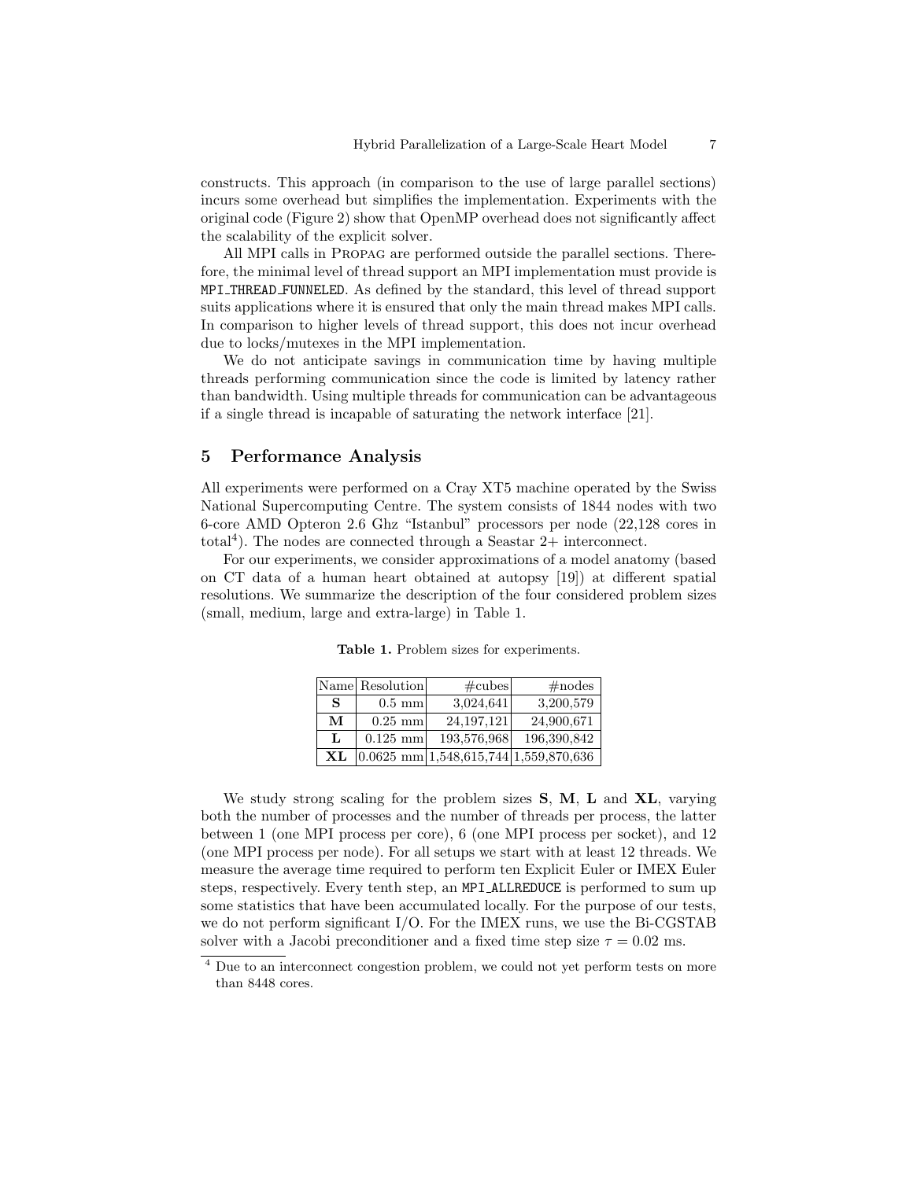constructs. This approach (in comparison to the use of large parallel sections) incurs some overhead but simplifies the implementation. Experiments with the original code (Figure 2) show that OpenMP overhead does not significantly affect the scalability of the explicit solver.

All MPI calls in Propag are performed outside the parallel sections. Therefore, the minimal level of thread support an MPI implementation must provide is `MPI_THREAD_FUNNELED`. As defined by the standard, this level of thread support suits applications where it is ensured that only the main thread makes MPI calls. In comparison to higher levels of thread support, this does not incur overhead due to locks/mutexes in the MPI implementation.

We do not anticipate savings in communication time by having multiple threads performing communication since the code is limited by latency rather than bandwidth. Using multiple threads for communication can be advantageous if a single thread is incapable of saturating the network interface [21].

## 5 Performance Analysis

All experiments were performed on a Cray XT5 machine operated by the Swiss National Supercomputing Centre. The system consists of 1844 nodes with two 6-core AMD Opteron 2.6 Ghz "Istanbul" processors per node (22,128 cores in total[4]). The nodes are connected through a Seastar 2+ interconnect.

For our experiments, we consider approximations of a model anatomy (based on CT data of a human heart obtained at autopsy [19]) at different spatial resolutions. We summarize the description of the four considered problem sizes (small, medium, large and extra-large) in Table 1.

**Table 1.** Problem sizes for experiments.

| Name | Resolution | #cubes | #nodes |
|---|---|---|---|
| **S** | 0.5 mm | 3,024,641 | 3,200,579 |
| **M** | 0.25 mm | 24,197,121 | 24,900,671 |
| **L** | 0.125 mm | 193,576,968 | 196,390,842 |
| **XL** | 0.0625 mm | 1,548,615,744 | 1,559,870,636 |

We study strong scaling for the problem sizes **S**, **M**, **L** and **XL**, varying both the number of processes and the number of threads per process, the latter between 1 (one MPI process per core), 6 (one MPI process per socket), and 12 (one MPI process per node). For all setups we start with at least 12 threads. We measure the average time required to perform ten Explicit Euler or IMEX Euler steps, respectively. Every tenth step, an `MPI_ALLREDUCE` is performed to sum up some statistics that have been accumulated locally. For the purpose of our tests, we do not perform significant I/O. For the IMEX runs, we use the Bi-CGSTAB solver with a Jacobi preconditioner and a fixed time step size $\tau = 0.02$ ms.

[4] Due to an interconnect congestion problem, we could not yet perform tests on more than 8448 cores.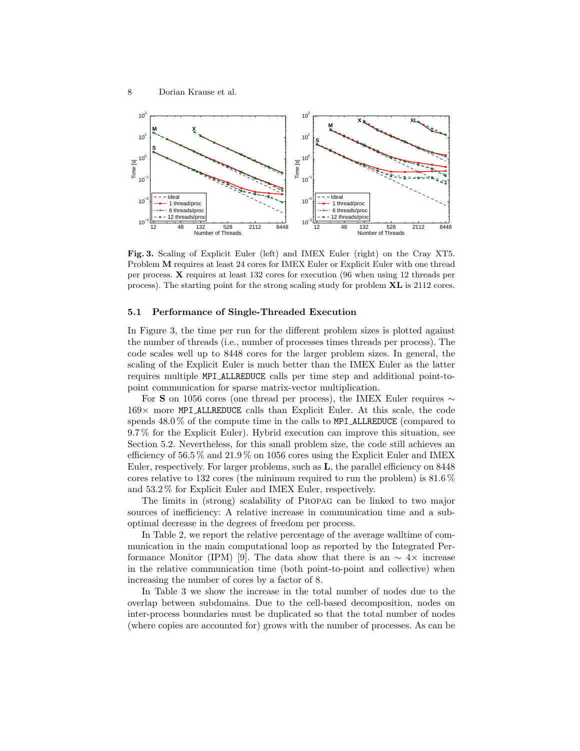**Fig. 3.** Scaling of Explicit Euler (left) and IMEX Euler (right) on the Cray XT5. Problem **M** requires at least 24 cores for IMEX Euler or Explicit Euler with one thread per process. **X** requires at least 132 cores for execution (96 when using 12 threads per process). The starting point for the strong scaling study for problem **XL** is 2112 cores.

### 5.1 Performance of Single-Threaded Execution

In Figure 3, the time per run for the different problem sizes is plotted against the number of threads (i.e., number of processes times threads per process). The code scales well up to 8448 cores for the larger problem sizes. In general, the scaling of the Explicit Euler is much better than the IMEX Euler as the latter requires multiple `MPI_ALLREDUCE` calls per time step and additional point-to-point communication for sparse matrix-vector multiplication.

For **S** on 1056 cores (one thread per process), the IMEX Euler requires $\sim 169\times$ more `MPI_ALLREDUCE` calls than Explicit Euler. At this scale, the code spends 48.0 % of the compute time in the calls to `MPI_ALLREDUCE` (compared to 9.7 % for the Explicit Euler). Hybrid execution can improve this situation, see Section 5.2. Nevertheless, for this small problem size, the code still achieves an efficiency of 56.5 % and 21.9 % on 1056 cores using the Explicit Euler and IMEX Euler, respectively. For larger problems, such as **L**, the parallel efficiency on 8448 cores relative to 132 cores (the minimum required to run the problem) is 81.6 % and 53.2 % for Explicit Euler and IMEX Euler, respectively.

The limits in (strong) scalability of PROPAG can be linked to two major sources of inefficiency: A relative increase in communication time and a sub-optimal decrease in the degrees of freedom per process.

In Table 2, we report the relative percentage of the average walltime of communication in the main computational loop as reported by the Integrated Performance Monitor (IPM) [9]. The data show that there is an $\sim 4\times$ increase in the relative communication time (both point-to-point and collective) when increasing the number of cores by a factor of 8.

In Table 3 we show the increase in the total number of nodes due to the overlap between subdomains. Due to the cell-based decomposition, nodes on inter-process boundaries must be duplicated so that the total number of nodes (where copies are accounted for) grows with the number of processes. As can be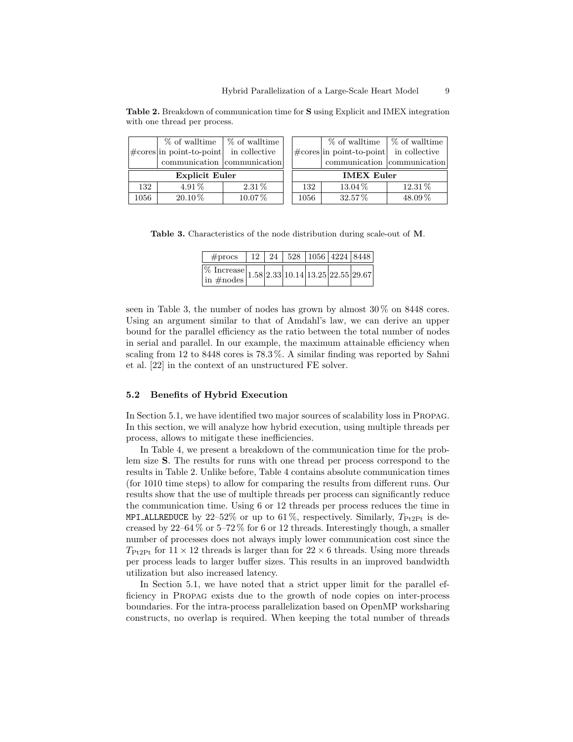**Table 2.** Breakdown of communication time for **S** using Explicit and IMEX integration with one thread per process.

| #cores | % of walltime in point-to-point communication | % of walltime in collective communication |
|---|---|---|
| **Explicit Euler** | | |
| 132 | 4.91 % | 2.31 % |
| 1056 | 20.10 % | 10.07 % |

| #cores | % of walltime in point-to-point communication | % of walltime in collective communication |
|---|---|---|
| **IMEX Euler** | | |
| 132 | 13.04 % | 12.31 % |
| 1056 | 32.57 % | 48.09 % |

**Table 3.** Characteristics of the node distribution during scale-out of **M**.

| #procs | 12 | 24 | 528 | 1056 | 4224 | 8448 |
|---|---|---|---|---|---|---|
| % Increase in #nodes | 1.58 | 2.33 | 10.14 | 13.25 | 22.55 | 29.67 |

seen in Table 3, the number of nodes has grown by almost 30 % on 8448 cores. Using an argument similar to that of Amdahl's law, we can derive an upper bound for the parallel efficiency as the ratio between the total number of nodes in serial and parallel. In our example, the maximum attainable efficiency when scaling from 12 to 8448 cores is 78.3 %. A similar finding was reported by Sahni et al. [22] in the context of an unstructured FE solver.

### 5.2 Benefits of Hybrid Execution

In Section 5.1, we have identified two major sources of scalability loss in PROPAG. In this section, we will analyze how hybrid execution, using multiple threads per process, allows to mitigate these inefficiencies.

In Table 4, we present a breakdown of the communication time for the problem size **S**. The results for runs with one thread per process correspond to the results in Table 2. Unlike before, Table 4 contains absolute communication times (for 1010 time steps) to allow for comparing the results from different runs. Our results show that the use of multiple threads per process can significantly reduce the communication time. Using 6 or 12 threads per process reduces the time in `MPI_ALLREDUCE` by 22–52% or up to 61 %, respectively. Similarly, $T_{\mathrm{Pt2Pt}}$ is decreased by 22–64 % or 5–72 % for 6 or 12 threads. Interestingly though, a smaller number of processes does not always imply lower communication cost since the $T_{\mathrm{Pt2Pt}}$ for $11 \times 12$ threads is larger than for $22 \times 6$ threads. Using more threads per process leads to larger buffer sizes. This results in an improved bandwidth utilization but also increased latency.

In Section 5.1, we have noted that a strict upper limit for the parallel efficiency in PROPAG exists due to the growth of node copies on inter-process boundaries. For the intra-process parallelization based on OpenMP worksharing constructs, no overlap is required. When keeping the total number of threads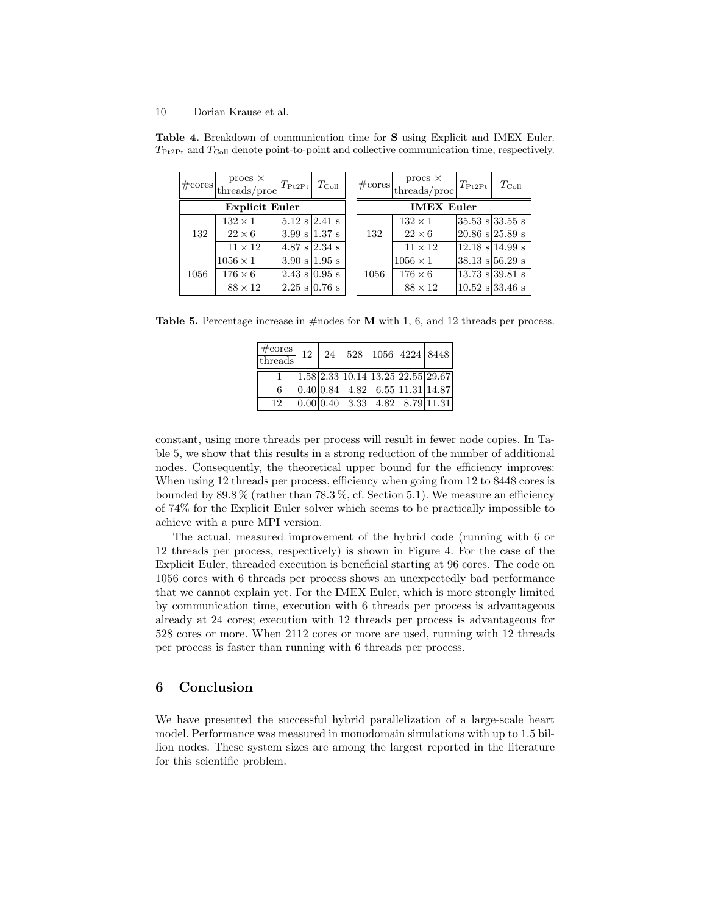**Table 4.** Breakdown of communication time for **S** using Explicit and IMEX Euler. $T_{\mathrm{Pt2Pt}}$ and $T_{\mathrm{Coll}}$ denote point-to-point and collective communication time, respectively.

| #cores | procs × threads/proc | $T_{\mathrm{Pt2Pt}}$ | $T_{\mathrm{Coll}}$ |
|---|---|---|---|
| **Explicit Euler** | | | |
| 132 | 132 × 1 | 5.12 s | 2.41 s |
| | 22 × 6 | 3.99 s | 1.37 s |
| | 11 × 12 | 4.87 s | 2.34 s |
| 1056 | 1056 × 1 | 3.90 s | 1.95 s |
| | 176 × 6 | 2.43 s | 0.95 s |
| | 88 × 12 | 2.25 s | 0.76 s |

| #cores | procs × threads/proc | $T_{\mathrm{Pt2Pt}}$ | $T_{\mathrm{Coll}}$ |
|---|---|---|---|
| **IMEX Euler** | | | |
| 132 | 132 × 1 | 35.53 s | 33.55 s |
| | 22 × 6 | 20.86 s | 25.89 s |
| | 11 × 12 | 12.18 s | 14.99 s |
| 1056 | 1056 × 1 | 38.13 s | 56.29 s |
| | 176 × 6 | 13.73 s | 39.81 s |
| | 88 × 12 | 10.52 s | 33.46 s |

**Table 5.** Percentage increase in #nodes for **M** with 1, 6, and 12 threads per process.

| threads \ #cores | 12 | 24 | 528 | 1056 | 4224 | 8448 |
|---|---|---|---|---|---|---|
| 1 | 1.58 | 2.33 | 10.14 | 13.25 | 22.55 | 29.67 |
| 6 | 0.40 | 0.84 | 4.82 | 6.55 | 11.31 | 14.87 |
| 12 | 0.00 | 0.40 | 3.33 | 4.82 | 8.79 | 11.31 |

constant, using more threads per process will result in fewer node copies. In Table 5, we show that this results in a strong reduction of the number of additional nodes. Consequently, the theoretical upper bound for the efficiency improves: When using 12 threads per process, efficiency when going from 12 to 8448 cores is bounded by 89.8 % (rather than 78.3 %, cf. Section 5.1). We measure an efficiency of 74% for the Explicit Euler solver which seems to be practically impossible to achieve with a pure MPI version.

The actual, measured improvement of the hybrid code (running with 6 or 12 threads per process, respectively) is shown in Figure 4. For the case of the Explicit Euler, threaded execution is beneficial starting at 96 cores. The code on 1056 cores with 6 threads per process shows an unexpectedly bad performance that we cannot explain yet. For the IMEX Euler, which is more strongly limited by communication time, execution with 6 threads per process is advantageous already at 24 cores; execution with 12 threads per process is advantageous for 528 cores or more. When 2112 cores or more are used, running with 12 threads per process is faster than running with 6 threads per process.

## 6 Conclusion

We have presented the successful hybrid parallelization of a large-scale heart model. Performance was measured in monodomain simulations with up to 1.5 billion nodes. These system sizes are among the largest reported in the literature for this scientific problem.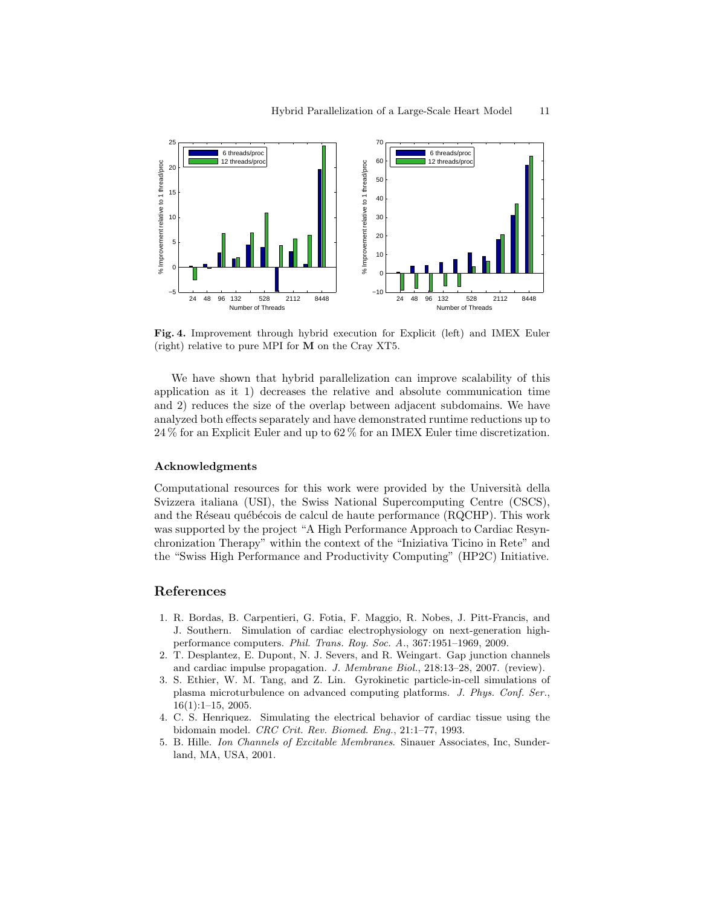**Fig. 4.** Improvement through hybrid execution for Explicit (left) and IMEX Euler (right) relative to pure MPI for **M** on the Cray XT5.

We have shown that hybrid parallelization can improve scalability of this application as it 1) decreases the relative and absolute communication time and 2) reduces the size of the overlap between adjacent subdomains. We have analyzed both effects separately and have demonstrated runtime reductions up to 24 % for an Explicit Euler and up to 62 % for an IMEX Euler time discretization.

### Acknowledgments

Computational resources for this work were provided by the Università della Svizzera italiana (USI), the Swiss National Supercomputing Centre (CSCS), and the Réseau québécois de calcul de haute performance (RQCHP). This work was supported by the project "A High Performance Approach to Cardiac Resynchronization Therapy" within the context of the "Iniziativa Ticino in Rete" and the "Swiss High Performance and Productivity Computing" (HP2C) Initiative.

## References

1. R. Bordas, B. Carpentieri, G. Fotia, F. Maggio, R. Nobes, J. Pitt-Francis, and J. Southern. Simulation of cardiac electrophysiology on next-generation high-performance computers. *Phil. Trans. Roy. Soc. A.*, 367:1951–1969, 2009.
2. T. Desplantez, E. Dupont, N. J. Severs, and R. Weingart. Gap junction channels and cardiac impulse propagation. *J. Membrane Biol.*, 218:13–28, 2007. (review).
3. S. Ethier, W. M. Tang, and Z. Lin. Gyrokinetic particle-in-cell simulations of plasma microturbulence on advanced computing platforms. *J. Phys. Conf. Ser.*, 16(1):1–15, 2005.
4. C. S. Henriquez. Simulating the electrical behavior of cardiac tissue using the bidomain model. *CRC Crit. Rev. Biomed. Eng.*, 21:1–77, 1993.
5. B. Hille. *Ion Channels of Excitable Membranes*. Sinauer Associates, Inc, Sunderland, MA, USA, 2001.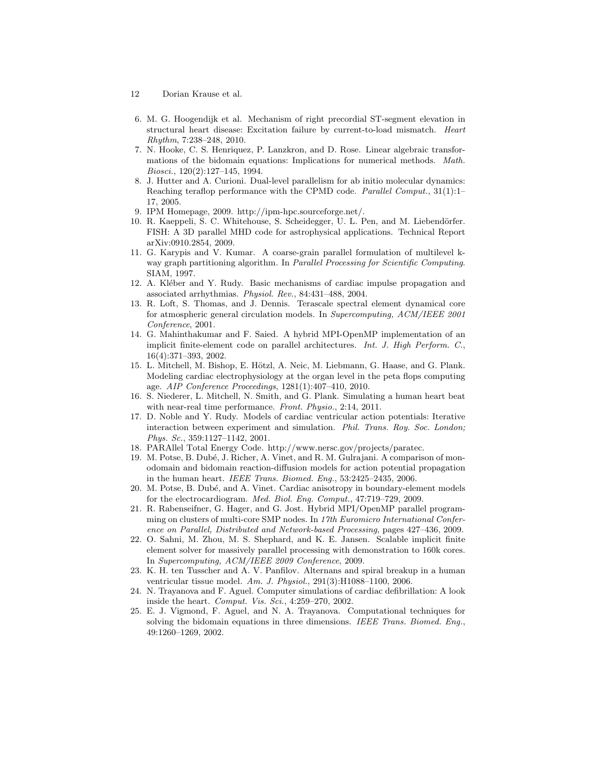6. M. G. Hoogendijk et al. Mechanism of right precordial ST-segment elevation in structural heart disease: Excitation failure by current-to-load mismatch. *Heart Rhythm*, 7:238–248, 2010.
7. N. Hooke, C. S. Henriquez, P. Lanzkron, and D. Rose. Linear algebraic transformations of the bidomain equations: Implications for numerical methods. *Math. Biosci.*, 120(2):127–145, 1994.
8. J. Hutter and A. Curioni. Dual-level parallelism for ab initio molecular dynamics: Reaching teraflop performance with the CPMD code. *Parallel Comput.*, 31(1):1–17, 2005.
9. IPM Homepage, 2009. http://ipm-hpc.sourceforge.net/.
10. R. Kaeppeli, S. C. Whitehouse, S. Scheidegger, U. L. Pen, and M. Liebendörfer. FISH: A 3D parallel MHD code for astrophysical applications. Technical Report arXiv:0910.2854, 2009.
11. G. Karypis and V. Kumar. A coarse-grain parallel formulation of multilevel k-way graph partitioning algorithm. In *Parallel Processing for Scientific Computing*. SIAM, 1997.
12. A. Kléber and Y. Rudy. Basic mechanisms of cardiac impulse propagation and associated arrhythmias. *Physiol. Rev.*, 84:431–488, 2004.
13. R. Loft, S. Thomas, and J. Dennis. Terascale spectral element dynamical core for atmospheric general circulation models. In *Supercomputing, ACM/IEEE 2001 Conference*, 2001.
14. G. Mahinthakumar and F. Saied. A hybrid MPI-OpenMP implementation of an implicit finite-element code on parallel architectures. *Int. J. High Perform. C.*, 16(4):371–393, 2002.
15. L. Mitchell, M. Bishop, E. Hötzl, A. Neic, M. Liebmann, G. Haase, and G. Plank. Modeling cardiac electrophysiology at the organ level in the peta flops computing age. *AIP Conference Proceedings*, 1281(1):407–410, 2010.
16. S. Niederer, L. Mitchell, N. Smith, and G. Plank. Simulating a human heart beat with near-real time performance. *Front. Physio.*, 2:14, 2011.
17. D. Noble and Y. Rudy. Models of cardiac ventricular action potentials: Iterative interaction between experiment and simulation. *Phil. Trans. Roy. Soc. London; Phys. Sc.*, 359:1127–1142, 2001.
18. PARAllel Total Energy Code. http://www.nersc.gov/projects/paratec.
19. M. Potse, B. Dubé, J. Richer, A. Vinet, and R. M. Gulrajani. A comparison of monodomain and bidomain reaction-diffusion models for action potential propagation in the human heart. *IEEE Trans. Biomed. Eng.*, 53:2425–2435, 2006.
20. M. Potse, B. Dubé, and A. Vinet. Cardiac anisotropy in boundary-element models for the electrocardiogram. *Med. Biol. Eng. Comput.*, 47:719–729, 2009.
21. R. Rabenseifner, G. Hager, and G. Jost. Hybrid MPI/OpenMP parallel programming on clusters of multi-core SMP nodes. In *17th Euromicro International Conference on Parallel, Distributed and Network-based Processing*, pages 427–436, 2009.
22. O. Sahni, M. Zhou, M. S. Shephard, and K. E. Jansen. Scalable implicit finite element solver for massively parallel processing with demonstration to 160k cores. In *Supercomputing, ACM/IEEE 2009 Conference*, 2009.
23. K. H. ten Tusscher and A. V. Panfilov. Alternans and spiral breakup in a human ventricular tissue model. *Am. J. Physiol.*, 291(3):H1088–1100, 2006.
24. N. Trayanova and F. Aguel. Computer simulations of cardiac defibrillation: A look inside the heart. *Comput. Vis. Sci.*, 4:259–270, 2002.
25. E. J. Vigmond, F. Aguel, and N. A. Trayanova. Computational techniques for solving the bidomain equations in three dimensions. *IEEE Trans. Biomed. Eng.*, 49:1260–1269, 2002.